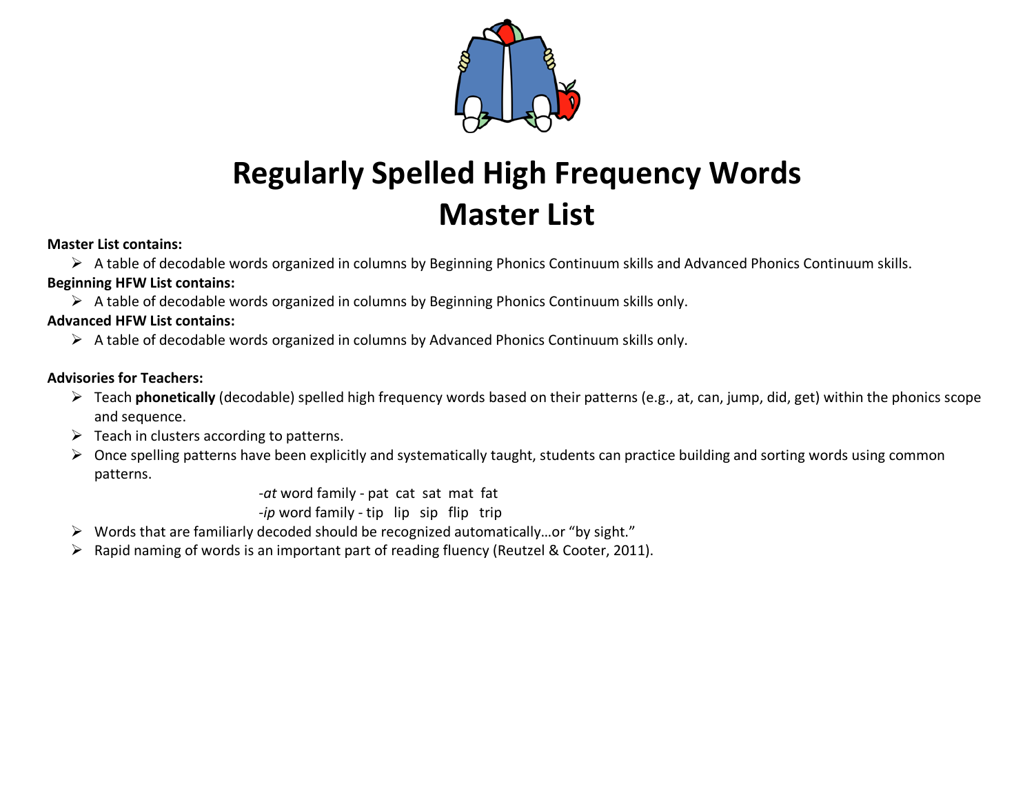# Regularly Spelled High Frequency Words
# Master List

**Master List contains:**

- A table of decodable words organized in columns by Beginning Phonics Continuum skills and Advanced Phonics Continuum skills.

**Beginning HFW List contains:**

- A table of decodable words organized in columns by Beginning Phonics Continuum skills only.

**Advanced HFW List contains:**

- A table of decodable words organized in columns by Advanced Phonics Continuum skills only.

**Advisories for Teachers:**

- Teach **phonetically** (decodable) spelled high frequency words based on their patterns (e.g., at, can, jump, did, get) within the phonics scope and sequence.
- Teach in clusters according to patterns.
- Once spelling patterns have been explicitly and systematically taught, students can practice building and sorting words using common patterns.

  -*at* word family - pat cat sat mat fat

  -*ip* word family - tip lip sip flip trip
- Words that are familiarly decoded should be recognized automatically…or "by sight."
- Rapid naming of words is an important part of reading fluency (Reutzel & Cooter, 2011).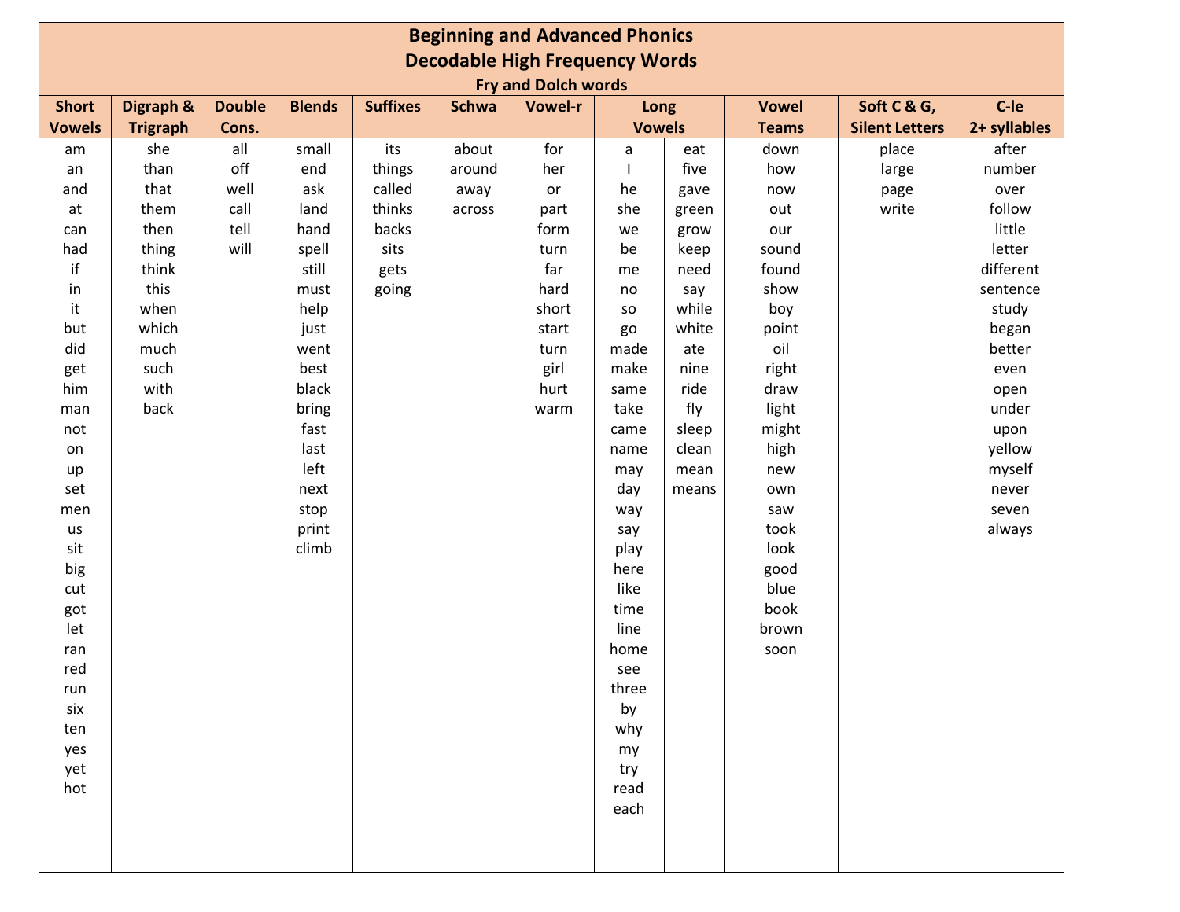# Beginning and Advanced Phonics
## Decodable High Frequency Words
### Fry and Dolch words

| Short Vowels | Digraph & Trigraph | Double Cons. | Blends | Suffixes | Schwa | Vowel-r | Long Vowels | | Vowel Teams | Soft C & G, Silent Letters | C-le 2+ syllables |
|---|---|---|---|---|---|---|---|---|---|---|---|
| am | she | all | small | its | about | for | a | eat | down | place | after |
| an | than | off | end | things | around | her | I | five | how | large | number |
| and | that | well | ask | called | away | or | he | gave | now | page | over |
| at | them | call | land | thinks | across | part | she | green | out | write | follow |
| can | then | tell | hand | backs | | form | we | grow | our | | little |
| had | thing | will | spell | sits | | turn | be | keep | sound | | letter |
| if | think | | still | gets | | far | me | need | found | | different |
| in | this | | must | going | | hard | no | say | show | | sentence |
| it | when | | help | | | short | so | while | boy | | study |
| but | which | | just | | | start | go | white | point | | began |
| did | much | | went | | | turn | made | ate | oil | | better |
| get | such | | best | | | girl | make | nine | right | | even |
| him | with | | black | | | hurt | same | ride | draw | | open |
| man | back | | bring | | | warm | take | fly | light | | under |
| not | | | fast | | | | came | sleep | might | | upon |
| on | | | last | | | | name | clean | high | | yellow |
| up | | | left | | | | may | mean | new | | myself |
| set | | | next | | | | day | means | own | | never |
| men | | | stop | | | | way | | saw | | seven |
| us | | | print | | | | say | | took | | always |
| sit | | | climb | | | | play | | look | | |
| big | | | | | | | here | | good | | |
| cut | | | | | | | like | | blue | | |
| got | | | | | | | time | | book | | |
| let | | | | | | | line | | brown | | |
| ran | | | | | | | home | | soon | | |
| red | | | | | | | see | | | | |
| run | | | | | | | three | | | | |
| six | | | | | | | by | | | | |
| ten | | | | | | | why | | | | |
| yes | | | | | | | my | | | | |
| yet | | | | | | | try | | | | |
| hot | | | | | | | read | | | | |
| | | | | | | | each | | | | |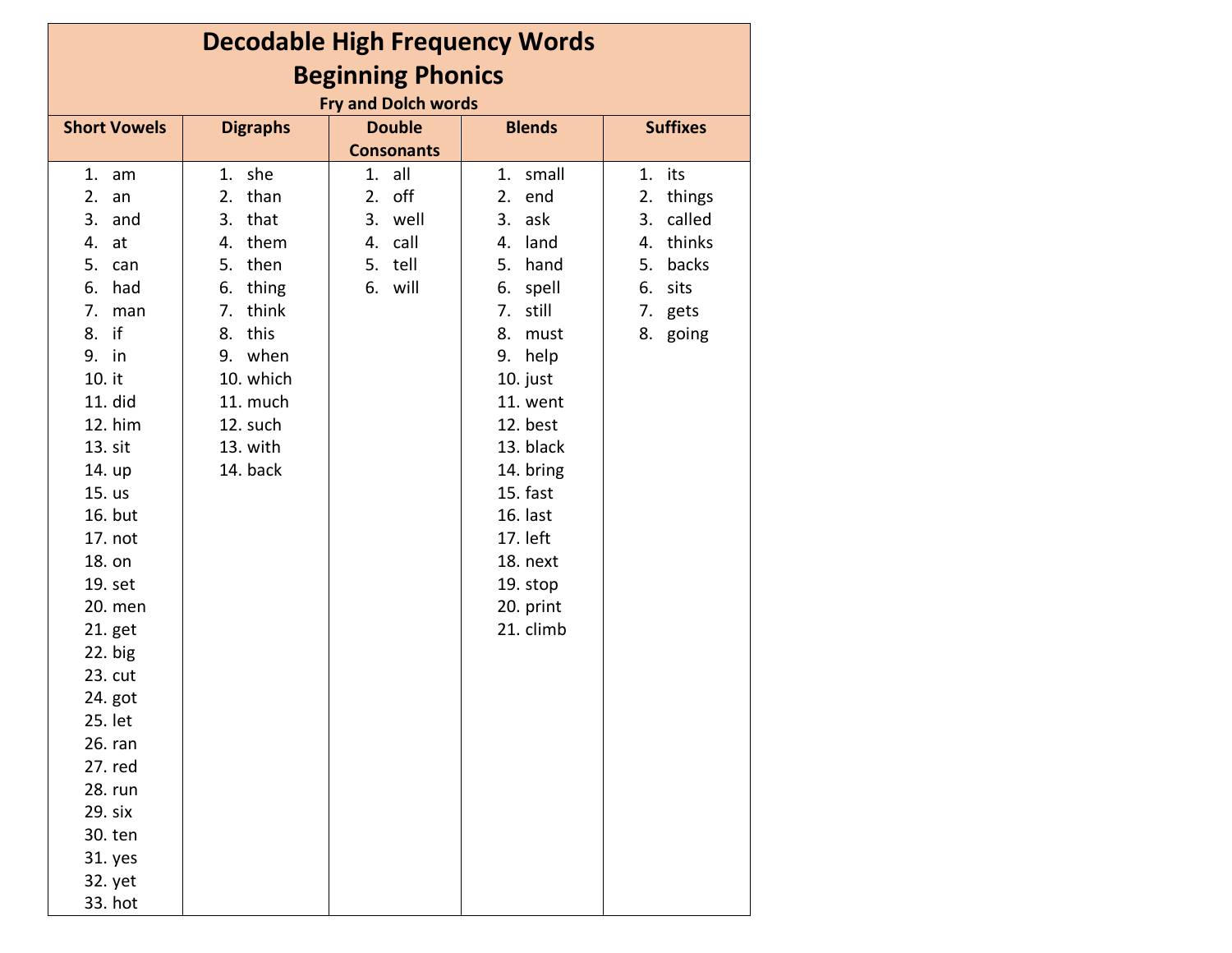# Decodable High Frequency Words
## Beginning Phonics
### Fry and Dolch words

| Short Vowels | Digraphs | Double Consonants | Blends | Suffixes |
|---|---|---|---|---|
| 1. am | 1. she | 1. all | 1. small | 1. its |
| 2. an | 2. than | 2. off | 2. end | 2. things |
| 3. and | 3. that | 3. well | 3. ask | 3. called |
| 4. at | 4. them | 4. call | 4. land | 4. thinks |
| 5. can | 5. then | 5. tell | 5. hand | 5. backs |
| 6. had | 6. thing | 6. will | 6. spell | 6. sits |
| 7. man | 7. think | | 7. still | 7. gets |
| 8. if | 8. this | | 8. must | 8. going |
| 9. in | 9. when | | 9. help | |
| 10. it | 10. which | | 10. just | |
| 11. did | 11. much | | 11. went | |
| 12. him | 12. such | | 12. best | |
| 13. sit | 13. with | | 13. black | |
| 14. up | 14. back | | 14. bring | |
| 15. us | | | 15. fast | |
| 16. but | | | 16. last | |
| 17. not | | | 17. left | |
| 18. on | | | 18. next | |
| 19. set | | | 19. stop | |
| 20. men | | | 20. print | |
| 21. get | | | 21. climb | |
| 22. big | | | | |
| 23. cut | | | | |
| 24. got | | | | |
| 25. let | | | | |
| 26. ran | | | | |
| 27. red | | | | |
| 28. run | | | | |
| 29. six | | | | |
| 30. ten | | | | |
| 31. yes | | | | |
| 32. yet | | | | |
| 33. hot | | | | |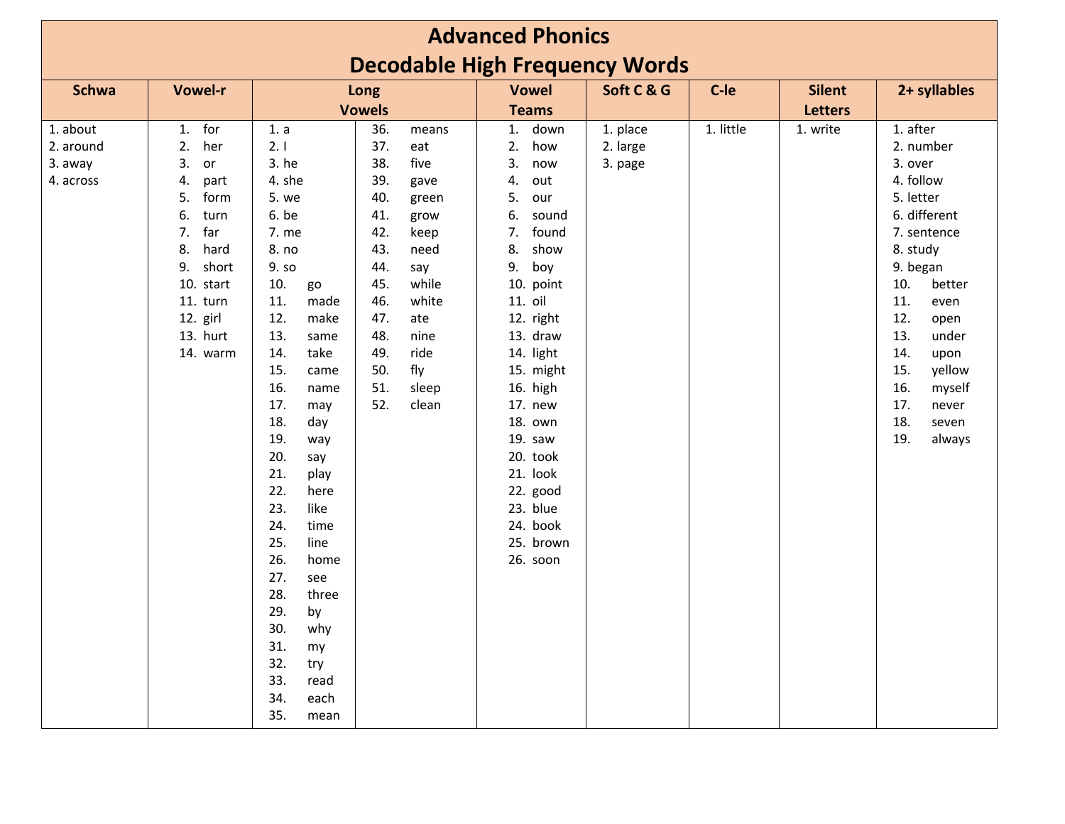# Advanced Phonics
## Decodable High Frequency Words

| Schwa | Vowel-r | Long Vowels | | Vowel Teams | Soft C & G | C-le | Silent Letters | 2+ syllables |
|---|---|---|---|---|---|---|---|---|
| 1. about | 1. for | 1. a | 36. means | 1. down | 1. place | 1. little | 1. write | 1. after |
| 2. around | 2. her | 2. I | 37. eat | 2. how | 2. large | | | 2. number |
| 3. away | 3. or | 3. he | 38. five | 3. now | 3. page | | | 3. over |
| 4. across | 4. part | 4. she | 39. gave | 4. out | | | | 4. follow |
| | 5. form | 5. we | 40. green | 5. our | | | | 5. letter |
| | 6. turn | 6. be | 41. grow | 6. sound | | | | 6. different |
| | 7. far | 7. me | 42. keep | 7. found | | | | 7. sentence |
| | 8. hard | 8. no | 43. need | 8. show | | | | 8. study |
| | 9. short | 9. so | 44. say | 9. boy | | | | 9. began |
| | 10. start | 10. go | 45. while | 10. point | | | | 10. better |
| | 11. turn | 11. made | 46. white | 11. oil | | | | 11. even |
| | 12. girl | 12. make | 47. ate | 12. right | | | | 12. open |
| | 13. hurt | 13. same | 48. nine | 13. draw | | | | 13. under |
| | 14. warm | 14. take | 49. ride | 14. light | | | | 14. upon |
| | | 15. came | 50. fly | 15. might | | | | 15. yellow |
| | | 16. name | 51. sleep | 16. high | | | | 16. myself |
| | | 17. may | 52. clean | 17. new | | | | 17. never |
| | | 18. day | | 18. own | | | | 18. seven |
| | | 19. way | | 19. saw | | | | 19. always |
| | | 20. say | | 20. took | | | | |
| | | 21. play | | 21. look | | | | |
| | | 22. here | | 22. good | | | | |
| | | 23. like | | 23. blue | | | | |
| | | 24. time | | 24. book | | | | |
| | | 25. line | | 25. brown | | | | |
| | | 26. home | | 26. soon | | | | |
| | | 27. see | | | | | | |
| | | 28. three | | | | | | |
| | | 29. by | | | | | | |
| | | 30. why | | | | | | |
| | | 31. my | | | | | | |
| | | 32. try | | | | | | |
| | | 33. read | | | | | | |
| | | 34. each | | | | | | |
| | | 35. mean | | | | | | |